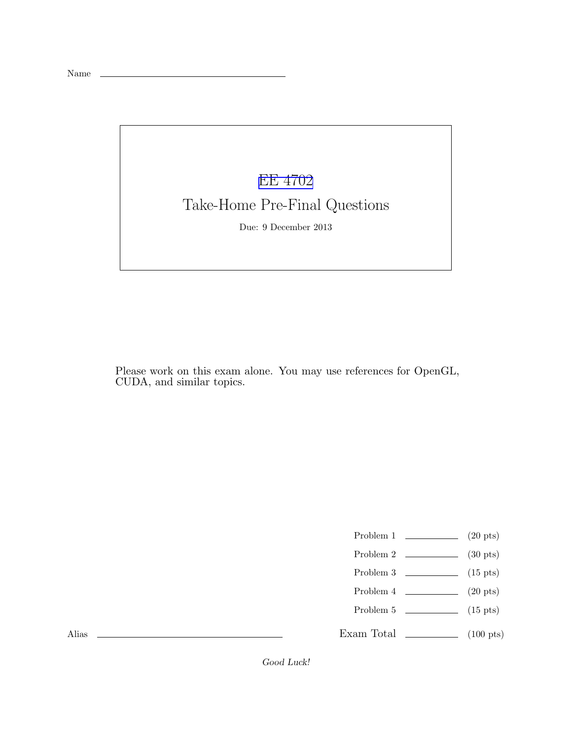Name ______________________________

# EE 4702

## Take-Home Pre-Final Questions

Due: 9 December 2013

Please work on this exam alone. You may use references for OpenGL, CUDA, and similar topics.

| | | |
|---|---|---|
| Problem 1 | ________ | (20 pts) |
| Problem 2 | ________ | (30 pts) |
| Problem 3 | ________ | (15 pts) |
| Problem 4 | ________ | (20 pts) |
| Problem 5 | ________ | (15 pts) |
| Exam Total | ________ | (100 pts) |

Alias ______________________________

*Good Luck!*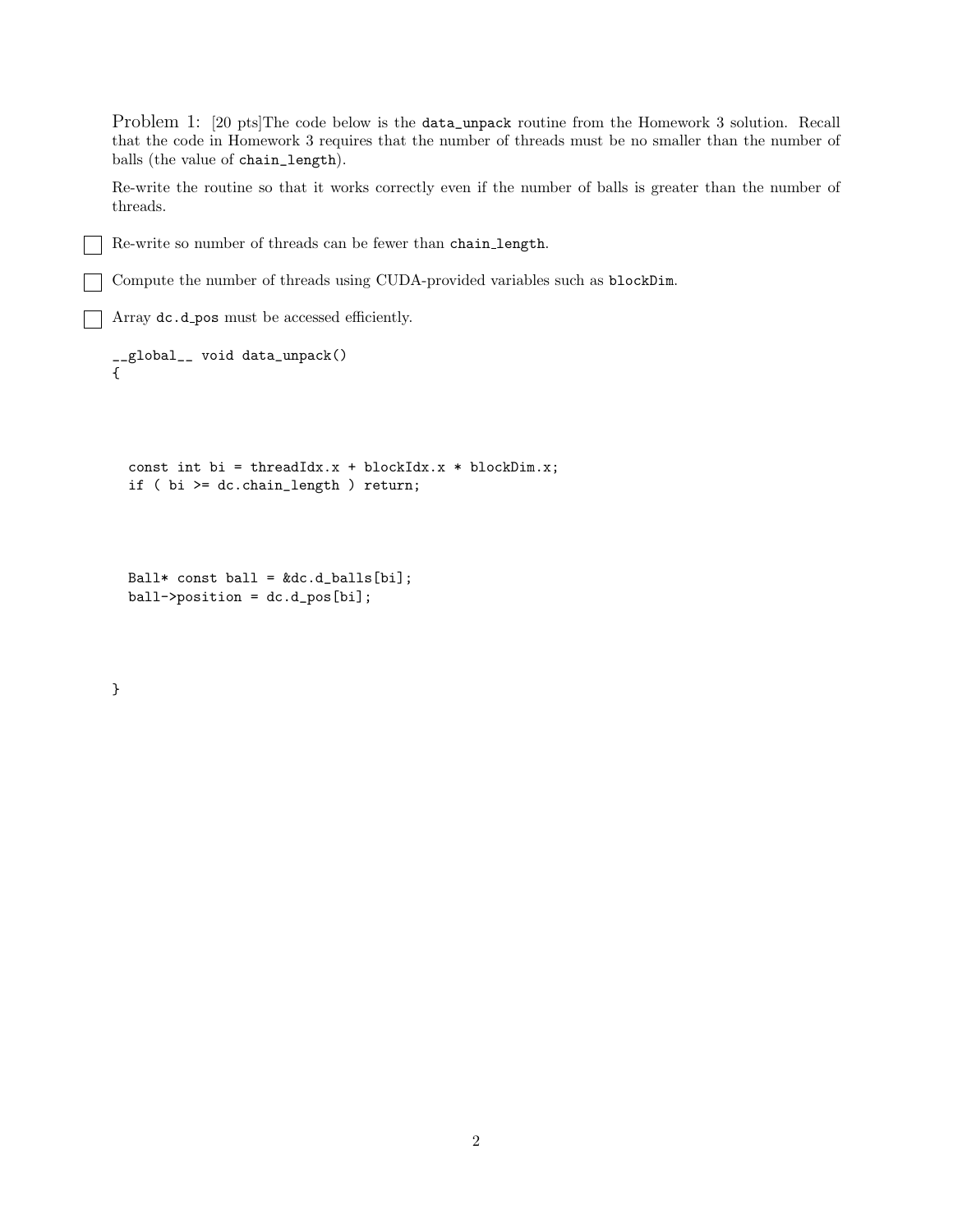Problem 1: [20 pts]The code below is the `data_unpack` routine from the Homework 3 solution. Recall that the code in Homework 3 requires that the number of threads must be no smaller than the number of balls (the value of `chain_length`).

Re-write the routine so that it works correctly even if the number of balls is greater than the number of threads.

- [ ] Re-write so number of threads can be fewer than `chain_length`.
- [ ] Compute the number of threads using CUDA-provided variables such as `blockDim`.
- [ ] Array `dc.d_pos` must be accessed efficiently.

```
__global__ void data_unpack()
{



  const int bi = threadIdx.x + blockIdx.x * blockDim.x;
  if ( bi >= dc.chain_length ) return;



  Ball* const ball = &dc.d_balls[bi];
  ball->position = dc.d_pos[bi];



}
```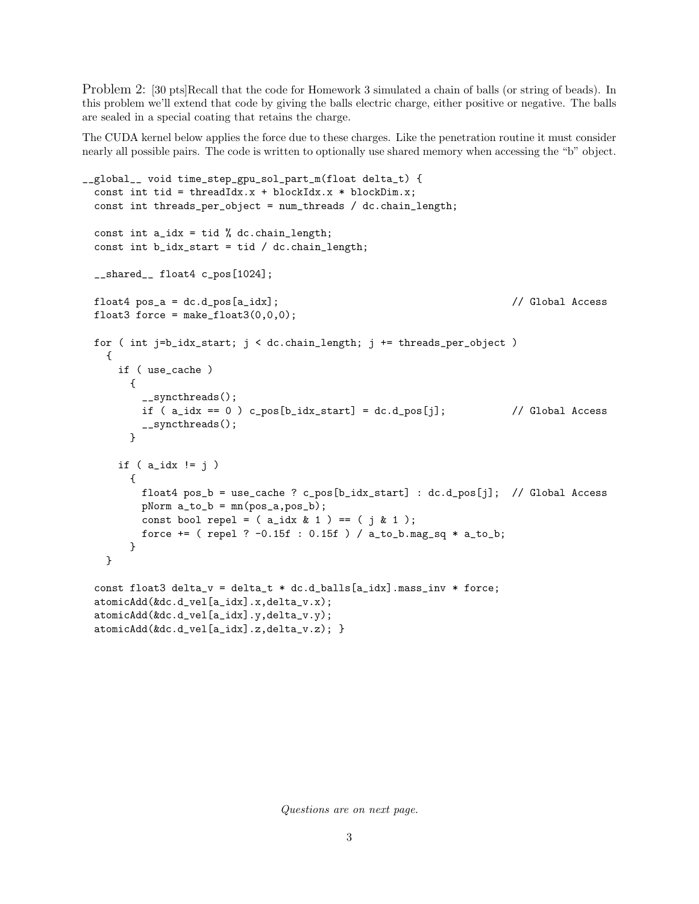Problem 2: [30 pts]Recall that the code for Homework 3 simulated a chain of balls (or string of beads). In this problem we'll extend that code by giving the balls electric charge, either positive or negative. The balls are sealed in a special coating that retains the charge.

The CUDA kernel below applies the force due to these charges. Like the penetration routine it must consider nearly all possible pairs. The code is written to optionally use shared memory when accessing the "b" object.

```
__global__ void time_step_gpu_sol_part_m(float delta_t) {
  const int tid = threadIdx.x + blockIdx.x * blockDim.x;
  const int threads_per_object = num_threads / dc.chain_length;

  const int a_idx = tid % dc.chain_length;
  const int b_idx_start = tid / dc.chain_length;

  __shared__ float4 c_pos[1024];

  float4 pos_a = dc.d_pos[a_idx];                                    // Global Access
  float3 force = make_float3(0,0,0);

  for ( int j=b_idx_start; j < dc.chain_length; j += threads_per_object )
    {
      if ( use_cache )
        {
          __syncthreads();
          if ( a_idx == 0 ) c_pos[b_idx_start] = dc.d_pos[j];           // Global Access
          __syncthreads();
        }

      if ( a_idx != j )
        {
          float4 pos_b = use_cache ? c_pos[b_idx_start] : dc.d_pos[j];  // Global Access
          pNorm a_to_b = mn(pos_a,pos_b);
          const bool repel = ( a_idx & 1 ) == ( j & 1 );
          force += ( repel ? -0.15f : 0.15f ) / a_to_b.mag_sq * a_to_b;
        }
    }

  const float3 delta_v = delta_t * dc.d_balls[a_idx].mass_inv * force;
  atomicAdd(&dc.d_vel[a_idx].x,delta_v.x);
  atomicAdd(&dc.d_vel[a_idx].y,delta_v.y);
  atomicAdd(&dc.d_vel[a_idx].z,delta_v.z); }
```

*Questions are on next page.*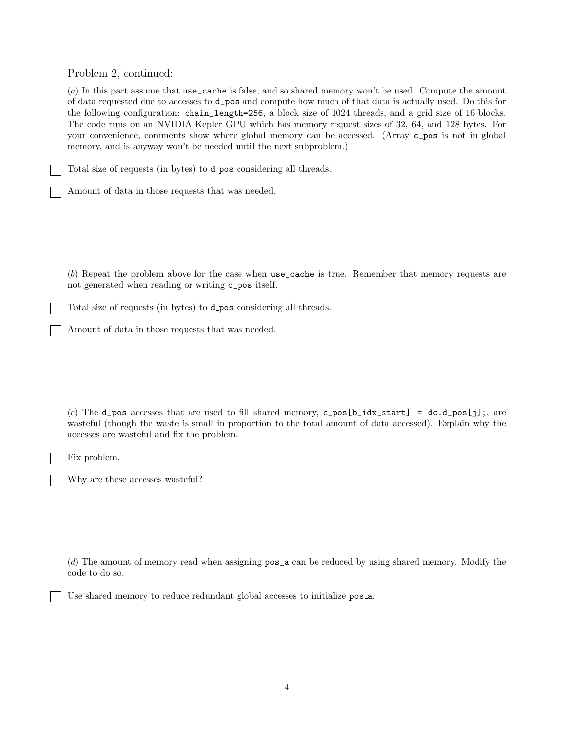Problem 2, continued:

(*a*) In this part assume that `use_cache` is false, and so shared memory won't be used. Compute the amount of data requested due to accesses to `d_pos` and compute how much of that data is actually used. Do this for the following configuration: `chain_length=256`, a block size of 1024 threads, and a grid size of 16 blocks. The code runs on an NVIDIA Kepler GPU which has memory request sizes of 32, 64, and 128 bytes. For your convenience, comments show where global memory can be accessed. (Array `c_pos` is not in global memory, and is anyway won't be needed until the next subproblem.)

☐ Total size of requests (in bytes) to `d_pos` considering all threads.

☐ Amount of data in those requests that was needed.

(*b*) Repeat the problem above for the case when `use_cache` is true. Remember that memory requests are not generated when reading or writing `c_pos` itself.

☐ Total size of requests (in bytes) to `d_pos` considering all threads.

☐ Amount of data in those requests that was needed.

(*c*) The `d_pos` accesses that are used to fill shared memory, `c_pos[b_idx_start] = dc.d_pos[j];`, are wasteful (though the waste is small in proportion to the total amount of data accessed). Explain why the accesses are wasteful and fix the problem.

☐ Fix problem.

☐ Why are these accesses wasteful?

(*d*) The amount of memory read when assigning `pos_a` can be reduced by using shared memory. Modify the code to do so.

☐ Use shared memory to reduce redundant global accesses to initialize `pos_a`.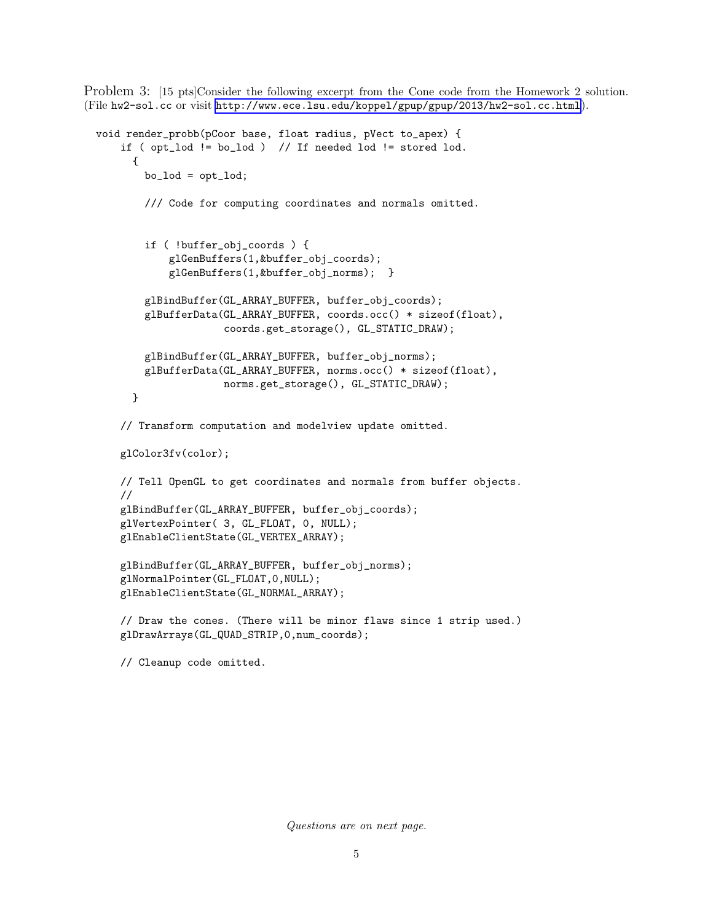Problem 3: [15 pts]Consider the following excerpt from the Cone code from the Homework 2 solution. (File `hw2-sol.cc` or visit http://www.ece.lsu.edu/koppel/gpup/gpup/2013/hw2-sol.cc.html).

```
void render_probb(pCoor base, float radius, pVect to_apex) {
    if ( opt_lod != bo_lod )  // If needed lod != stored lod.
      {
        bo_lod = opt_lod;

        /// Code for computing coordinates and normals omitted.


        if ( !buffer_obj_coords ) {
            glGenBuffers(1,&buffer_obj_coords);
            glGenBuffers(1,&buffer_obj_norms);  }

        glBindBuffer(GL_ARRAY_BUFFER, buffer_obj_coords);
        glBufferData(GL_ARRAY_BUFFER, coords.occ() * sizeof(float),
                     coords.get_storage(), GL_STATIC_DRAW);

        glBindBuffer(GL_ARRAY_BUFFER, buffer_obj_norms);
        glBufferData(GL_ARRAY_BUFFER, norms.occ() * sizeof(float),
                     norms.get_storage(), GL_STATIC_DRAW);
      }

    // Transform computation and modelview update omitted.

    glColor3fv(color);

    // Tell OpenGL to get coordinates and normals from buffer objects.
    //
    glBindBuffer(GL_ARRAY_BUFFER, buffer_obj_coords);
    glVertexPointer( 3, GL_FLOAT, 0, NULL);
    glEnableClientState(GL_VERTEX_ARRAY);

    glBindBuffer(GL_ARRAY_BUFFER, buffer_obj_norms);
    glNormalPointer(GL_FLOAT,0,NULL);
    glEnableClientState(GL_NORMAL_ARRAY);

    // Draw the cones. (There will be minor flaws since 1 strip used.)
    glDrawArrays(GL_QUAD_STRIP,0,num_coords);

    // Cleanup code omitted.
```

*Questions are on next page.*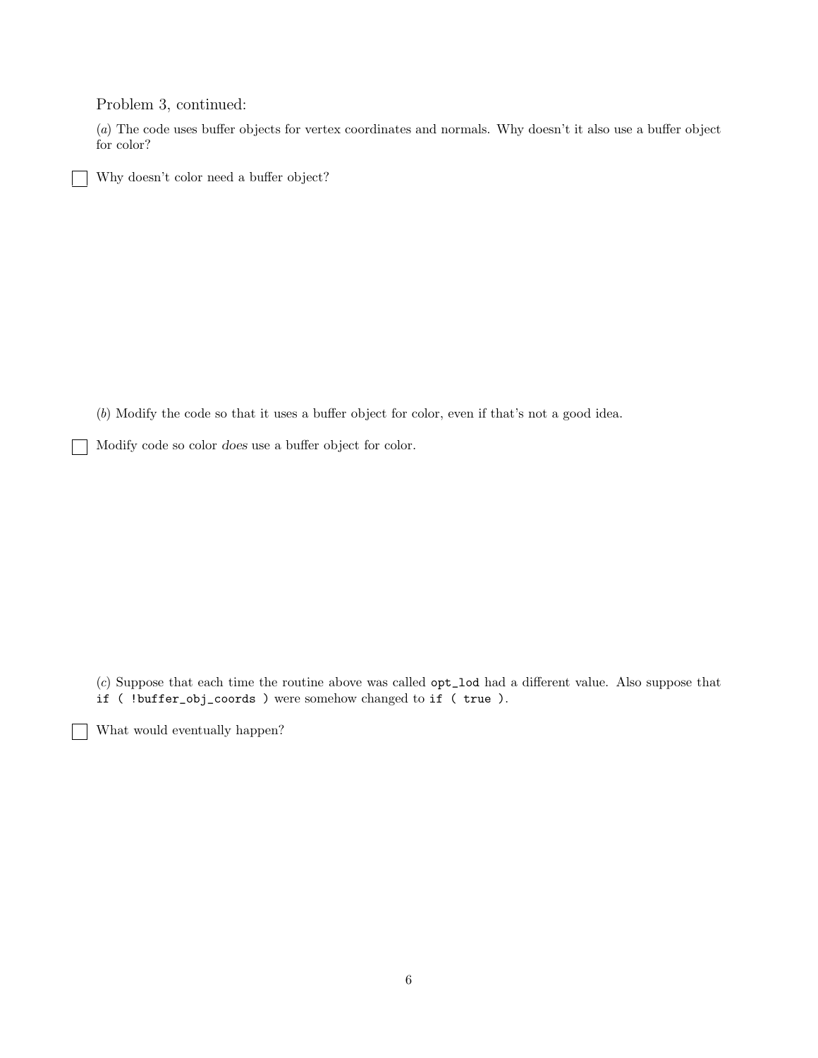Problem 3, continued:

(*a*) The code uses buffer objects for vertex coordinates and normals. Why doesn't it also use a buffer object for color?

☐ Why doesn't color need a buffer object?

(*b*) Modify the code so that it uses a buffer object for color, even if that's not a good idea.

☐ Modify code so color *does* use a buffer object for color.

(*c*) Suppose that each time the routine above was called `opt_lod` had a different value. Also suppose that `if ( !buffer_obj_coords )` were somehow changed to `if ( true )`.

☐ What would eventually happen?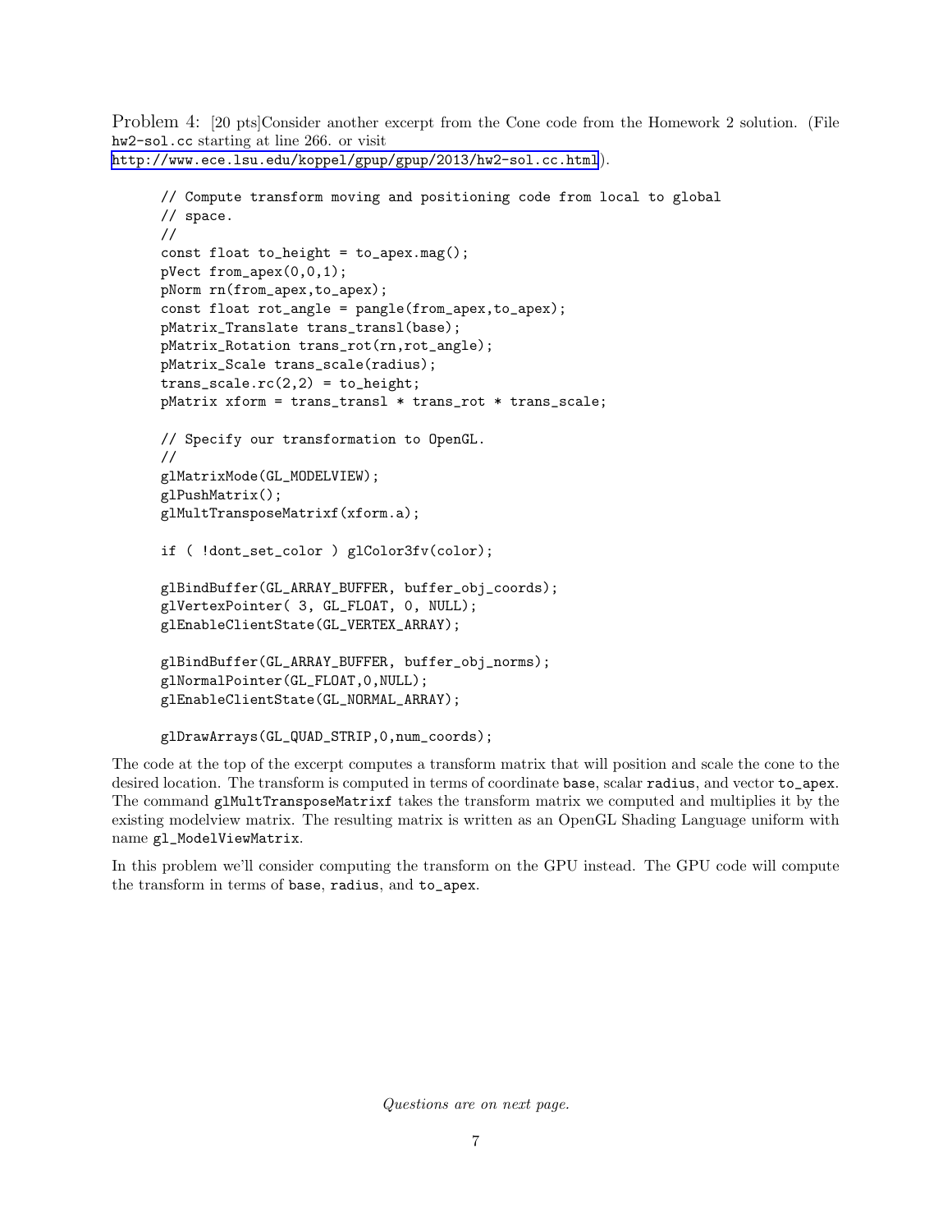Problem 4: [20 pts]Consider another excerpt from the Cone code from the Homework 2 solution. (File `hw2-sol.cc` starting at line 266. or visit http://www.ece.lsu.edu/koppel/gpup/gpup/2013/hw2-sol.cc.html).

```
// Compute transform moving and positioning code from local to global
// space.
//
const float to_height = to_apex.mag();
pVect from_apex(0,0,1);
pNorm rn(from_apex,to_apex);
const float rot_angle = pangle(from_apex,to_apex);
pMatrix_Translate trans_transl(base);
pMatrix_Rotation trans_rot(rn,rot_angle);
pMatrix_Scale trans_scale(radius);
trans_scale.rc(2,2) = to_height;
pMatrix xform = trans_transl * trans_rot * trans_scale;

// Specify our transformation to OpenGL.
//
glMatrixMode(GL_MODELVIEW);
glPushMatrix();
glMultTransposeMatrixf(xform.a);

if ( !dont_set_color ) glColor3fv(color);

glBindBuffer(GL_ARRAY_BUFFER, buffer_obj_coords);
glVertexPointer( 3, GL_FLOAT, 0, NULL);
glEnableClientState(GL_VERTEX_ARRAY);

glBindBuffer(GL_ARRAY_BUFFER, buffer_obj_norms);
glNormalPointer(GL_FLOAT,0,NULL);
glEnableClientState(GL_NORMAL_ARRAY);

glDrawArrays(GL_QUAD_STRIP,0,num_coords);
```

The code at the top of the excerpt computes a transform matrix that will position and scale the cone to the desired location. The transform is computed in terms of coordinate `base`, scalar `radius`, and vector `to_apex`. The command `glMultTransposeMatrixf` takes the transform matrix we computed and multiplies it by the existing modelview matrix. The resulting matrix is written as an OpenGL Shading Language uniform with name `gl_ModelViewMatrix`.

In this problem we'll consider computing the transform on the GPU instead. The GPU code will compute the transform in terms of `base`, `radius`, and `to_apex`.

*Questions are on next page.*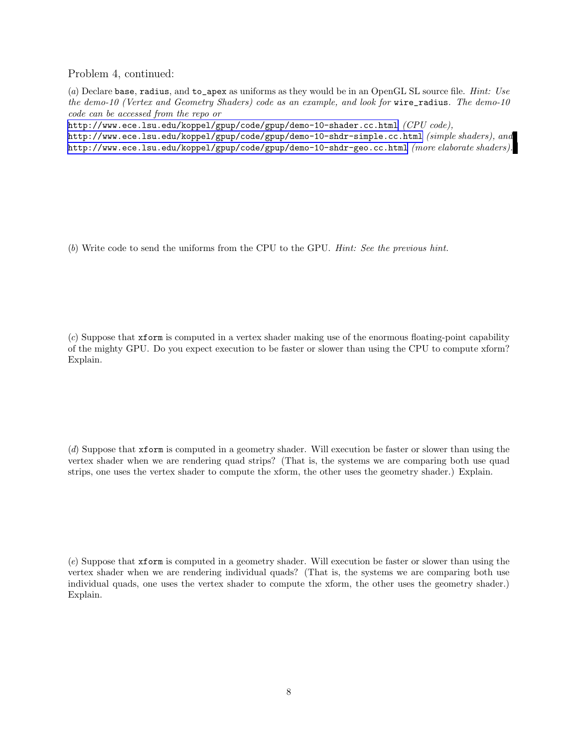Problem 4, continued:

(*a*) Declare `base`, `radius`, and `to_apex` as uniforms as they would be in an OpenGL SL source file. *Hint: Use the demo-10 (Vertex and Geometry Shaders) code as an example, and look for* `wire_radius`*. The demo-10 code can be accessed from the repo or*
http://www.ece.lsu.edu/koppel/gpup/code/gpup/demo-10-shader.cc.html *(CPU code),*
http://www.ece.lsu.edu/koppel/gpup/code/gpup/demo-10-shdr-simple.cc.html *(simple shaders), and*
http://www.ece.lsu.edu/koppel/gpup/code/gpup/demo-10-shdr-geo.cc.html *(more elaborate shaders).*

(*b*) Write code to send the uniforms from the CPU to the GPU. *Hint: See the previous hint.*

(*c*) Suppose that `xform` is computed in a vertex shader making use of the enormous floating-point capability of the mighty GPU. Do you expect execution to be faster or slower than using the CPU to compute xform? Explain.

(*d*) Suppose that `xform` is computed in a geometry shader. Will execution be faster or slower than using the vertex shader when we are rendering quad strips? (That is, the systems we are comparing both use quad strips, one uses the vertex shader to compute the xform, the other uses the geometry shader.) Explain.

(*e*) Suppose that `xform` is computed in a geometry shader. Will execution be faster or slower than using the vertex shader when we are rendering individual quads? (That is, the systems we are comparing both use individual quads, one uses the vertex shader to compute the xform, the other uses the geometry shader.) Explain.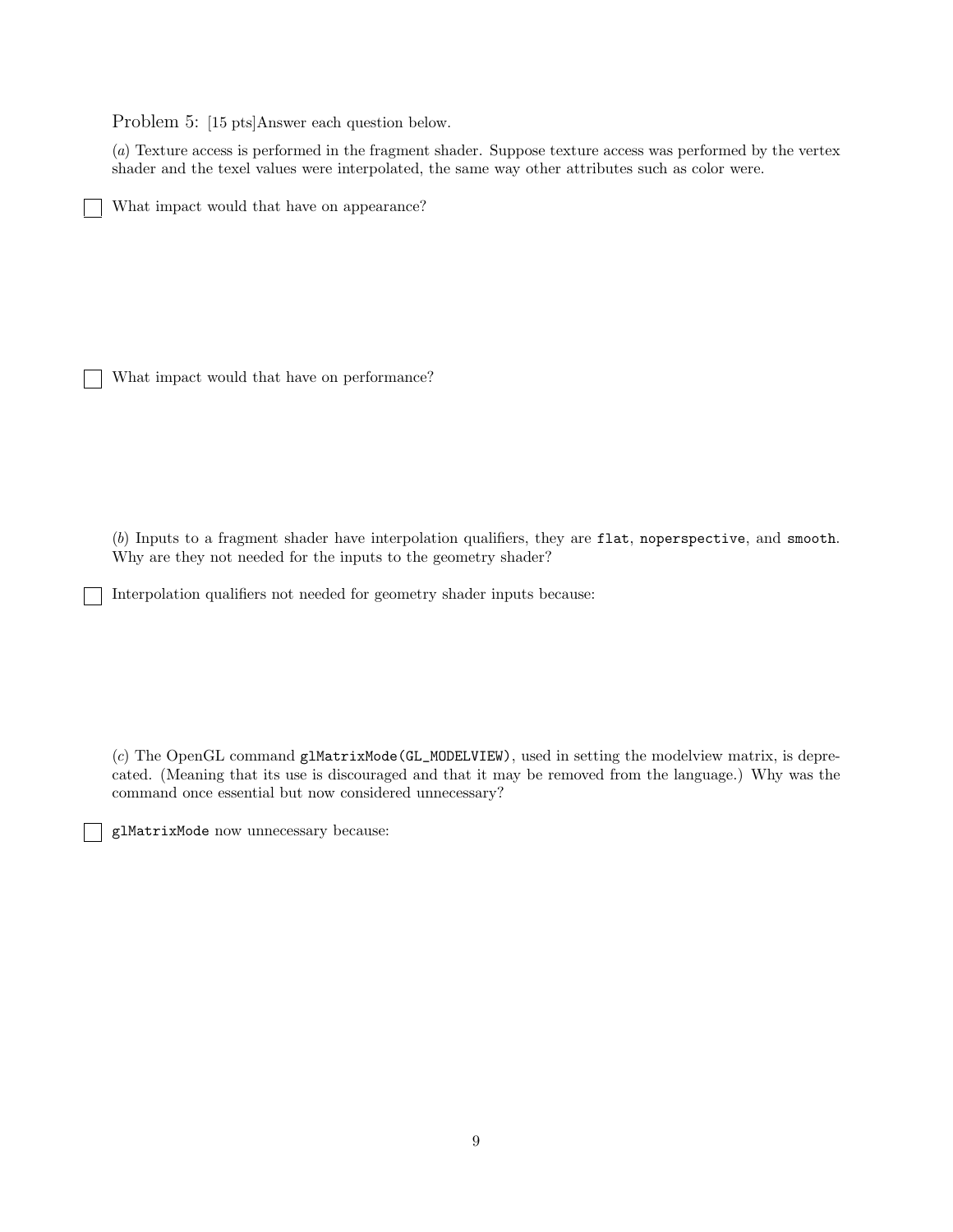Problem 5: [15 pts]Answer each question below.

(*a*) Texture access is performed in the fragment shader. Suppose texture access was performed by the vertex shader and the texel values were interpolated, the same way other attributes such as color were.

☐ What impact would that have on appearance?

☐ What impact would that have on performance?

(*b*) Inputs to a fragment shader have interpolation qualifiers, they are `flat`, `noperspective`, and `smooth`. Why are they not needed for the inputs to the geometry shader?

☐ Interpolation qualifiers not needed for geometry shader inputs because:

(*c*) The OpenGL command `glMatrixMode(GL_MODELVIEW)`, used in setting the modelview matrix, is deprecated. (Meaning that its use is discouraged and that it may be removed from the language.) Why was the command once essential but now considered unnecessary?

☐ `glMatrixMode` now unnecessary because: